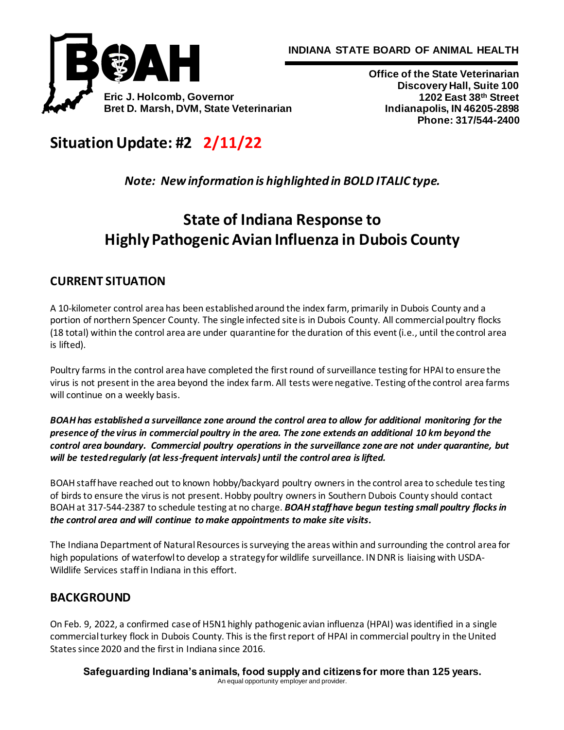**INDIANA STATE BOARD OF ANIMAL HEALTH**

**Eric J. Holcomb, Governor**
**Bret D. Marsh, DVM, State Veterinarian**

**Office of the State Veterinarian**
**Discovery Hall, Suite 100**
**1202 East 38th Street**
**Indianapolis, IN 46205-2898**
**Phone: 317/544-2400**

# Situation Update: #2 2/11/22

***Note: New information is highlighted in BOLD ITALIC type.***

# State of Indiana Response to Highly Pathogenic Avian Influenza in Dubois County

## CURRENT SITUATION

A 10-kilometer control area has been established around the index farm, primarily in Dubois County and a portion of northern Spencer County. The single infected site is in Dubois County. All commercial poultry flocks (18 total) within the control area are under quarantine for the duration of this event (i.e., until the control area is lifted).

Poultry farms in the control area have completed the first round of surveillance testing for HPAI to ensure the virus is not present in the area beyond the index farm. All tests were negative. Testing of the control area farms will continue on a weekly basis.

***BOAH has established a surveillance zone around the control area to allow for additional monitoring for the presence of the virus in commercial poultry in the area. The zone extends an additional 10 km beyond the control area boundary. Commercial poultry operations in the surveillance zone are not under quarantine, but will be tested regularly (at less-frequent intervals) until the control area is lifted.***

BOAH staff have reached out to known hobby/backyard poultry owners in the control area to schedule testing of birds to ensure the virus is not present. Hobby poultry owners in Southern Dubois County should contact BOAH at 317-544-2387 to schedule testing at no charge. ***BOAH staff have begun testing small poultry flocks in the control area and will continue to make appointments to make site visits.***

The Indiana Department of Natural Resources is surveying the areas within and surrounding the control area for high populations of waterfowl to develop a strategy for wildlife surveillance. IN DNR is liaising with USDA-Wildlife Services staff in Indiana in this effort.

## BACKGROUND

On Feb. 9, 2022, a confirmed case of H5N1 highly pathogenic avian influenza (HPAI) was identified in a single commercial turkey flock in Dubois County. This is the first report of HPAI in commercial poultry in the United States since 2020 and the first in Indiana since 2016.

**Safeguarding Indiana's animals, food supply and citizens for more than 125 years.**
An equal opportunity employer and provider.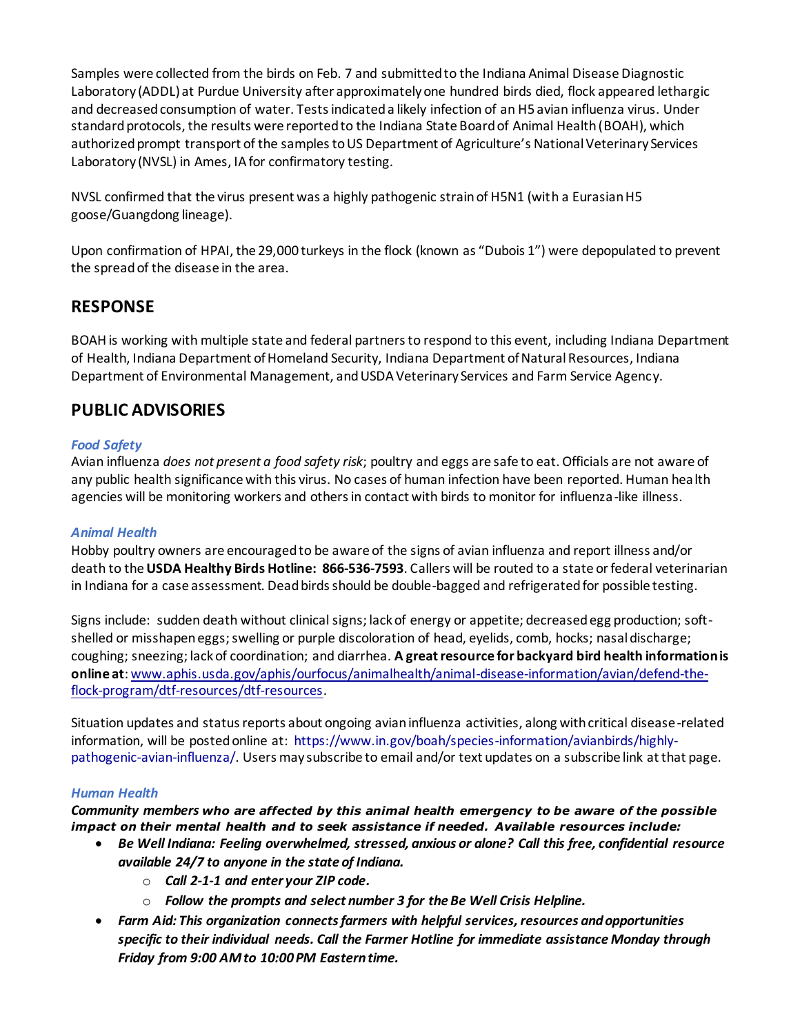Samples were collected from the birds on Feb. 7 and submitted to the Indiana Animal Disease Diagnostic Laboratory (ADDL) at Purdue University after approximately one hundred birds died, flock appeared lethargic and decreased consumption of water. Tests indicated a likely infection of an H5 avian influenza virus. Under standard protocols, the results were reported to the Indiana State Board of Animal Health (BOAH), which authorized prompt transport of the samples to US Department of Agriculture's National Veterinary Services Laboratory (NVSL) in Ames, IA for confirmatory testing.

NVSL confirmed that the virus present was a highly pathogenic strain of H5N1 (with a Eurasian H5 goose/Guangdong lineage).

Upon confirmation of HPAI, the 29,000 turkeys in the flock (known as "Dubois 1") were depopulated to prevent the spread of the disease in the area.

## RESPONSE

BOAH is working with multiple state and federal partners to respond to this event, including Indiana Department of Health, Indiana Department of Homeland Security, Indiana Department of Natural Resources, Indiana Department of Environmental Management, and USDA Veterinary Services and Farm Service Agency.

## PUBLIC ADVISORIES

### *Food Safety*

Avian influenza *does not present a food safety risk*; poultry and eggs are safe to eat. Officials are not aware of any public health significance with this virus. No cases of human infection have been reported. Human health agencies will be monitoring workers and others in contact with birds to monitor for influenza-like illness.

### *Animal Health*

Hobby poultry owners are encouraged to be aware of the signs of avian influenza and report illness and/or death to the **USDA Healthy Birds Hotline: 866-536-7593**. Callers will be routed to a state or federal veterinarian in Indiana for a case assessment. Dead birds should be double-bagged and refrigerated for possible testing.

Signs include: sudden death without clinical signs; lack of energy or appetite; decreased egg production; soft-shelled or misshapen eggs; swelling or purple discoloration of head, eyelids, comb, hocks; nasal discharge; coughing; sneezing; lack of coordination; and diarrhea. **A great resource for backyard bird health information is online at**: www.aphis.usda.gov/aphis/ourfocus/animalhealth/animal-disease-information/avian/defend-the-flock-program/dtf-resources/dtf-resources.

Situation updates and status reports about ongoing avian influenza activities, along with critical disease-related information, will be posted online at: https://www.in.gov/boah/species-information/avianbirds/highly-pathogenic-avian-influenza/. Users may subscribe to email and/or text updates on a subscribe link at that page.

### *Human Health*

***Community members who are affected by this animal health emergency to be aware of the possible impact on their mental health and to seek assistance if needed. Available resources include:***

- ***Be Well Indiana: Feeling overwhelmed, stressed, anxious or alone? Call this free, confidential resource available 24/7 to anyone in the state of Indiana.***
    - ***Call 2-1-1 and enter your ZIP code.***
    - ***Follow the prompts and select number 3 for the Be Well Crisis Helpline.***
- ***Farm Aid: This organization connects farmers with helpful services, resources and opportunities specific to their individual needs. Call the Farmer Hotline for immediate assistance Monday through Friday from 9:00 AM to 10:00 PM Eastern time.***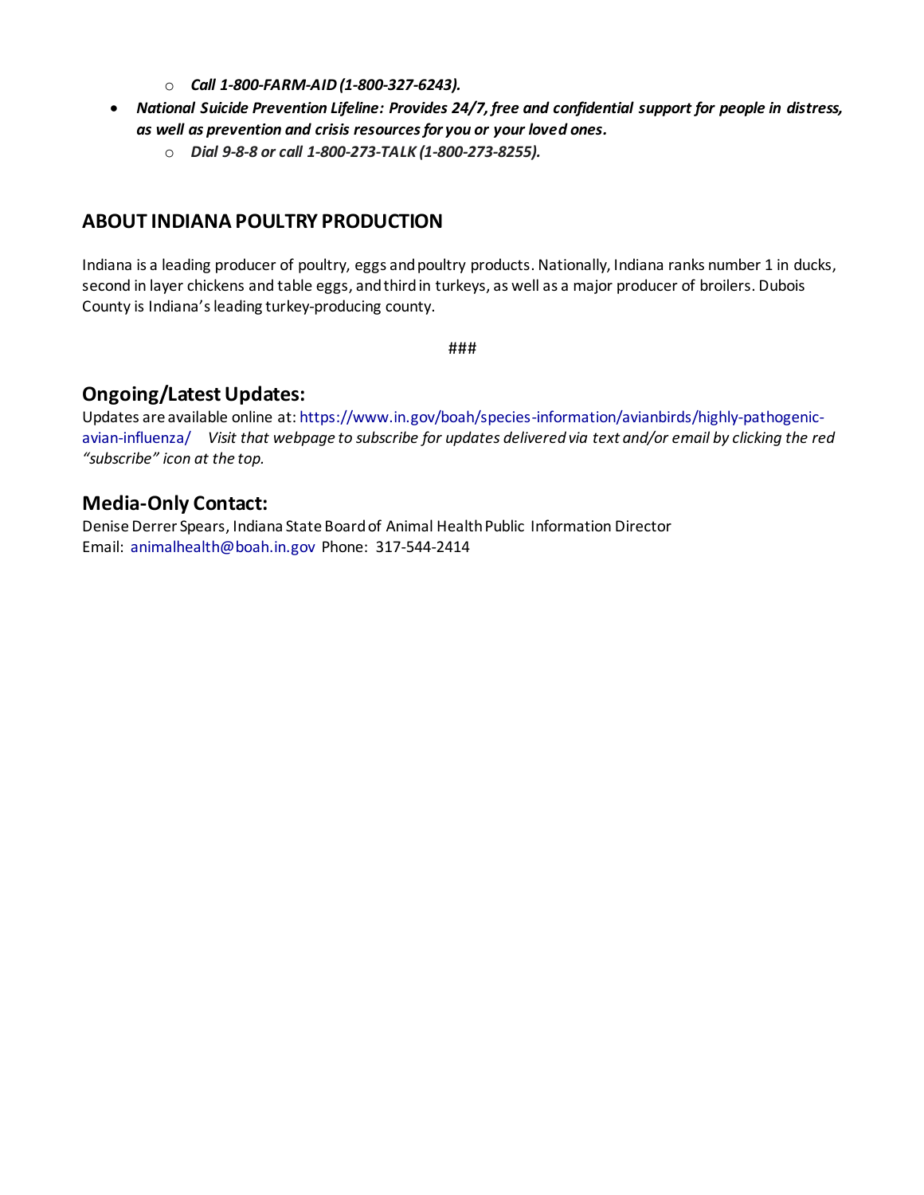- *Call 1-800-FARM-AID (1-800-327-6243).*

- ***National Suicide Prevention Lifeline: Provides 24/7, free and confidential support for people in distress, as well as prevention and crisis resources for you or your loved ones.***
  - *Dial 9-8-8 or call 1-800-273-TALK (1-800-273-8255).*

## ABOUT INDIANA POULTRY PRODUCTION

Indiana is a leading producer of poultry, eggs and poultry products. Nationally, Indiana ranks number 1 in ducks, second in layer chickens and table eggs, and third in turkeys, as well as a major producer of broilers. Dubois County is Indiana's leading turkey-producing county.

###

## Ongoing/Latest Updates:

Updates are available online at: https://www.in.gov/boah/species-information/avianbirds/highly-pathogenic-avian-influenza/ *Visit that webpage to subscribe for updates delivered via text and/or email by clicking the red "subscribe" icon at the top.*

## Media-Only Contact:

Denise Derrer Spears, Indiana State Board of Animal Health Public Information Director
Email: animalhealth@boah.in.gov Phone: 317-544-2414